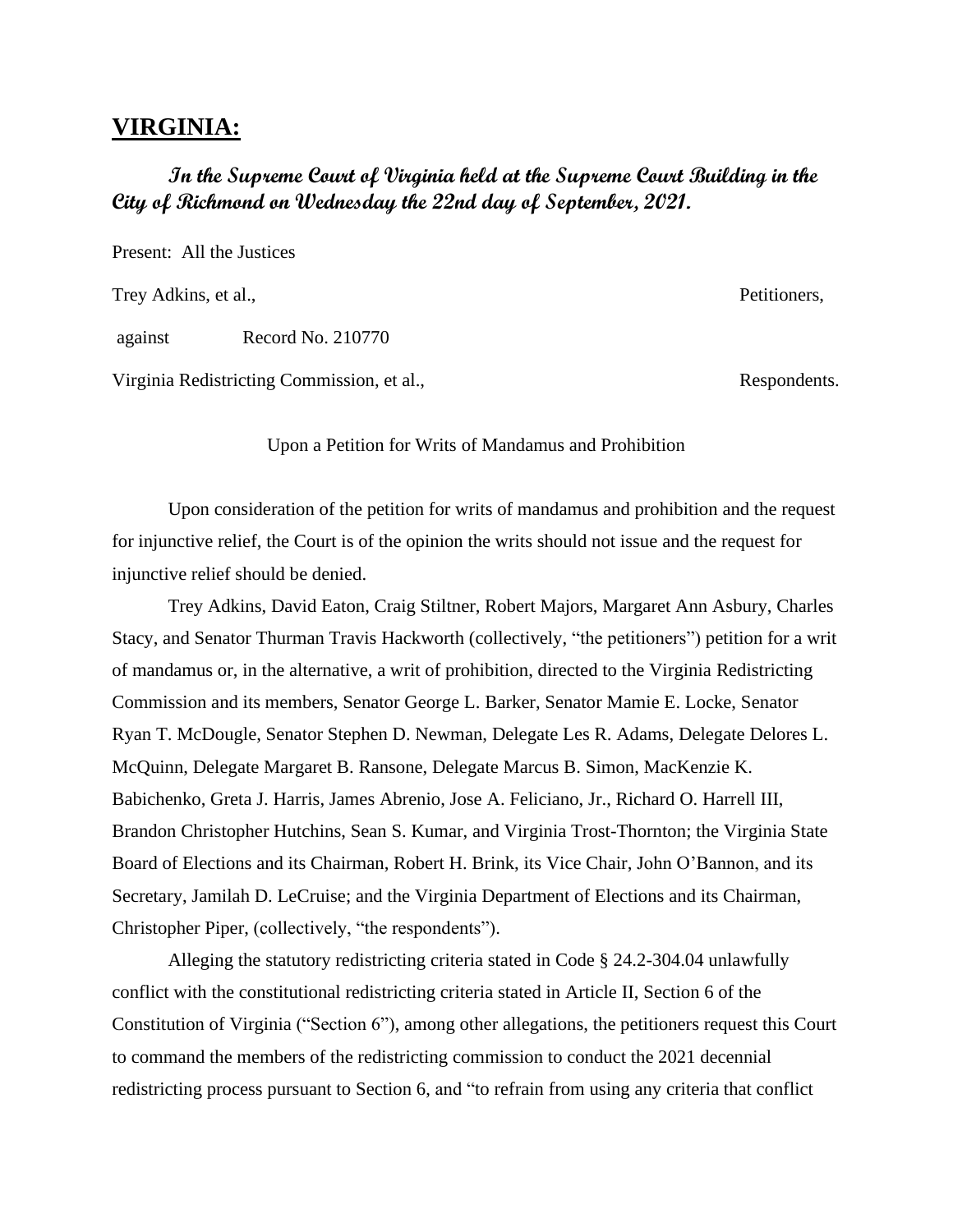# VIRGINIA:

***In the Supreme Court of Virginia held at the Supreme Court Building in the City of Richmond on Wednesday the 22nd day of September, 2021.***

Present: All the Justices

Trey Adkins, et al., Petitioners,

against Record No. 210770

Virginia Redistricting Commission, et al., Respondents.

Upon a Petition for Writs of Mandamus and Prohibition

Upon consideration of the petition for writs of mandamus and prohibition and the request for injunctive relief, the Court is of the opinion the writs should not issue and the request for injunctive relief should be denied.

Trey Adkins, David Eaton, Craig Stiltner, Robert Majors, Margaret Ann Asbury, Charles Stacy, and Senator Thurman Travis Hackworth (collectively, "the petitioners") petition for a writ of mandamus or, in the alternative, a writ of prohibition, directed to the Virginia Redistricting Commission and its members, Senator George L. Barker, Senator Mamie E. Locke, Senator Ryan T. McDougle, Senator Stephen D. Newman, Delegate Les R. Adams, Delegate Delores L. McQuinn, Delegate Margaret B. Ransone, Delegate Marcus B. Simon, MacKenzie K. Babichenko, Greta J. Harris, James Abrenio, Jose A. Feliciano, Jr., Richard O. Harrell III, Brandon Christopher Hutchins, Sean S. Kumar, and Virginia Trost-Thornton; the Virginia State Board of Elections and its Chairman, Robert H. Brink, its Vice Chair, John O'Bannon, and its Secretary, Jamilah D. LeCruise; and the Virginia Department of Elections and its Chairman, Christopher Piper, (collectively, "the respondents").

Alleging the statutory redistricting criteria stated in Code § 24.2-304.04 unlawfully conflict with the constitutional redistricting criteria stated in Article II, Section 6 of the Constitution of Virginia ("Section 6"), among other allegations, the petitioners request this Court to command the members of the redistricting commission to conduct the 2021 decennial redistricting process pursuant to Section 6, and "to refrain from using any criteria that conflict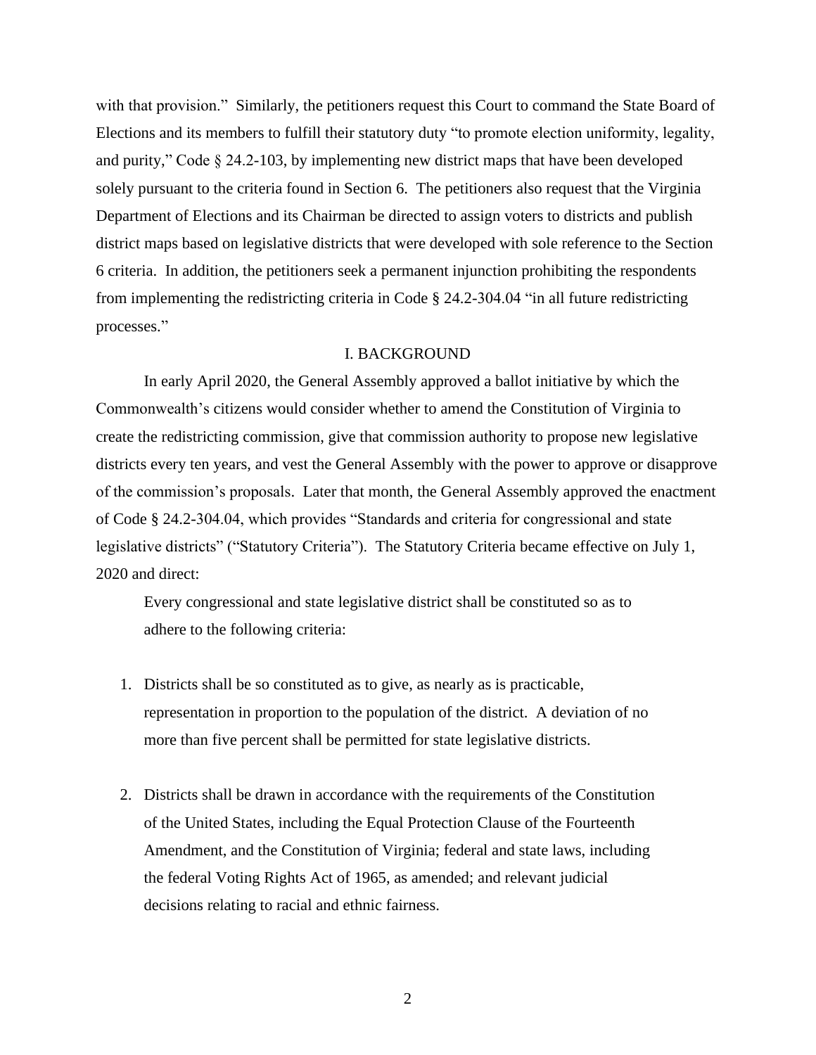with that provision." Similarly, the petitioners request this Court to command the State Board of Elections and its members to fulfill their statutory duty "to promote election uniformity, legality, and purity," Code § 24.2-103, by implementing new district maps that have been developed solely pursuant to the criteria found in Section 6. The petitioners also request that the Virginia Department of Elections and its Chairman be directed to assign voters to districts and publish district maps based on legislative districts that were developed with sole reference to the Section 6 criteria. In addition, the petitioners seek a permanent injunction prohibiting the respondents from implementing the redistricting criteria in Code § 24.2-304.04 "in all future redistricting processes."

## I. BACKGROUND

In early April 2020, the General Assembly approved a ballot initiative by which the Commonwealth's citizens would consider whether to amend the Constitution of Virginia to create the redistricting commission, give that commission authority to propose new legislative districts every ten years, and vest the General Assembly with the power to approve or disapprove of the commission's proposals. Later that month, the General Assembly approved the enactment of Code § 24.2-304.04, which provides "Standards and criteria for congressional and state legislative districts" ("Statutory Criteria"). The Statutory Criteria became effective on July 1, 2020 and direct:

> Every congressional and state legislative district shall be constituted so as to adhere to the following criteria:
>
> 1. Districts shall be so constituted as to give, as nearly as is practicable, representation in proportion to the population of the district. A deviation of no more than five percent shall be permitted for state legislative districts.
>
> 2. Districts shall be drawn in accordance with the requirements of the Constitution of the United States, including the Equal Protection Clause of the Fourteenth Amendment, and the Constitution of Virginia; federal and state laws, including the federal Voting Rights Act of 1965, as amended; and relevant judicial decisions relating to racial and ethnic fairness.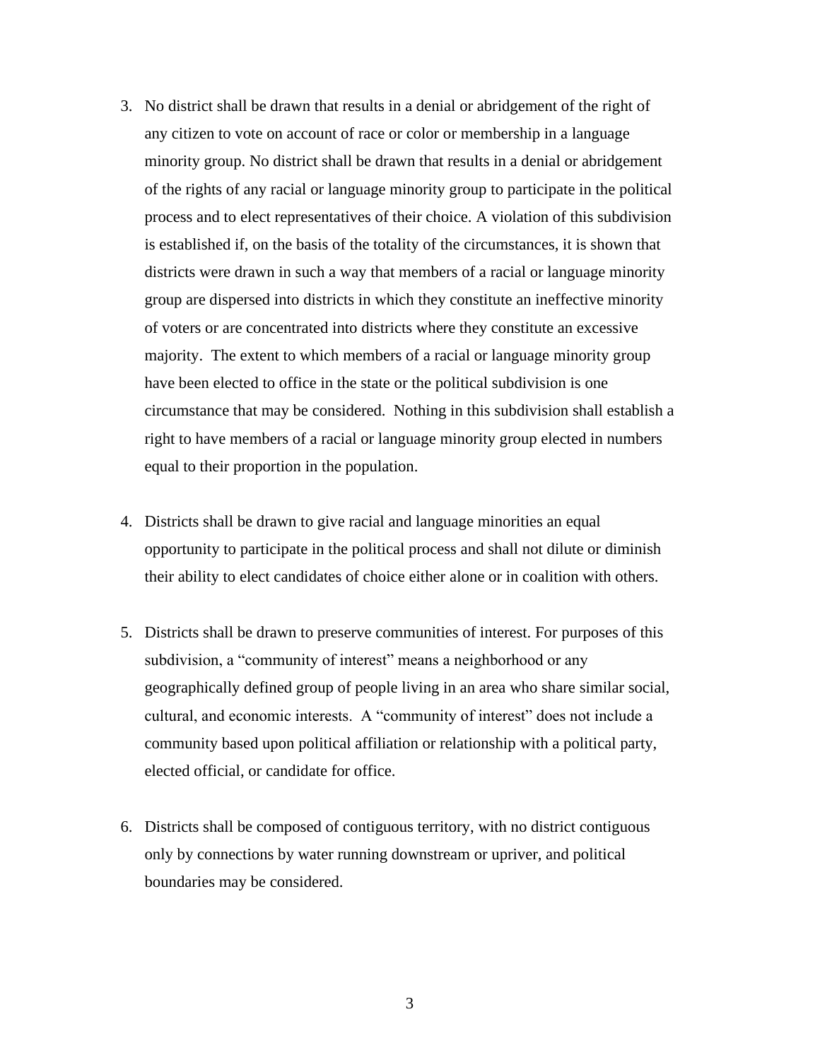3. No district shall be drawn that results in a denial or abridgement of the right of any citizen to vote on account of race or color or membership in a language minority group. No district shall be drawn that results in a denial or abridgement of the rights of any racial or language minority group to participate in the political process and to elect representatives of their choice. A violation of this subdivision is established if, on the basis of the totality of the circumstances, it is shown that districts were drawn in such a way that members of a racial or language minority group are dispersed into districts in which they constitute an ineffective minority of voters or are concentrated into districts where they constitute an excessive majority. The extent to which members of a racial or language minority group have been elected to office in the state or the political subdivision is one circumstance that may be considered. Nothing in this subdivision shall establish a right to have members of a racial or language minority group elected in numbers equal to their proportion in the population.

4. Districts shall be drawn to give racial and language minorities an equal opportunity to participate in the political process and shall not dilute or diminish their ability to elect candidates of choice either alone or in coalition with others.

5. Districts shall be drawn to preserve communities of interest. For purposes of this subdivision, a "community of interest" means a neighborhood or any geographically defined group of people living in an area who share similar social, cultural, and economic interests. A "community of interest" does not include a community based upon political affiliation or relationship with a political party, elected official, or candidate for office.

6. Districts shall be composed of contiguous territory, with no district contiguous only by connections by water running downstream or upriver, and political boundaries may be considered.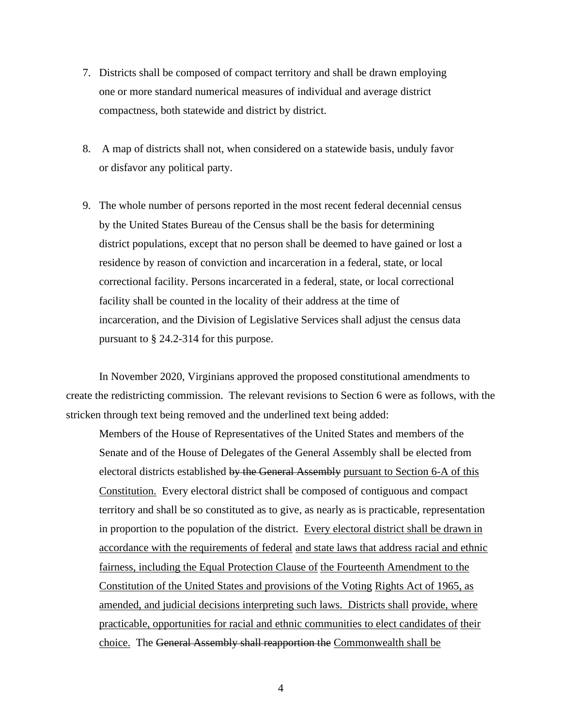7. Districts shall be composed of compact territory and shall be drawn employing one or more standard numerical measures of individual and average district compactness, both statewide and district by district.

8. A map of districts shall not, when considered on a statewide basis, unduly favor or disfavor any political party.

9. The whole number of persons reported in the most recent federal decennial census by the United States Bureau of the Census shall be the basis for determining district populations, except that no person shall be deemed to have gained or lost a residence by reason of conviction and incarceration in a federal, state, or local correctional facility. Persons incarcerated in a federal, state, or local correctional facility shall be counted in the locality of their address at the time of incarceration, and the Division of Legislative Services shall adjust the census data pursuant to § 24.2-314 for this purpose.

In November 2020, Virginians approved the proposed constitutional amendments to create the redistricting commission. The relevant revisions to Section 6 were as follows, with the stricken through text being removed and the underlined text being added:

> Members of the House of Representatives of the United States and members of the Senate and of the House of Delegates of the General Assembly shall be elected from electoral districts established ~~by the General Assembly~~ <u>pursuant to Section 6-A of this Constitution.</u> Every electoral district shall be composed of contiguous and compact territory and shall be so constituted as to give, as nearly as is practicable, representation in proportion to the population of the district. <u>Every electoral district shall be drawn in accordance with the requirements of federal and state laws that address racial and ethnic fairness, including the Equal Protection Clause of the Fourteenth Amendment to the Constitution of the United States and provisions of the Voting Rights Act of 1965, as amended, and judicial decisions interpreting such laws. Districts shall provide, where practicable, opportunities for racial and ethnic communities to elect candidates of their choice.</u> The ~~General Assembly shall reapportion the~~ <u>Commonwealth shall be</u>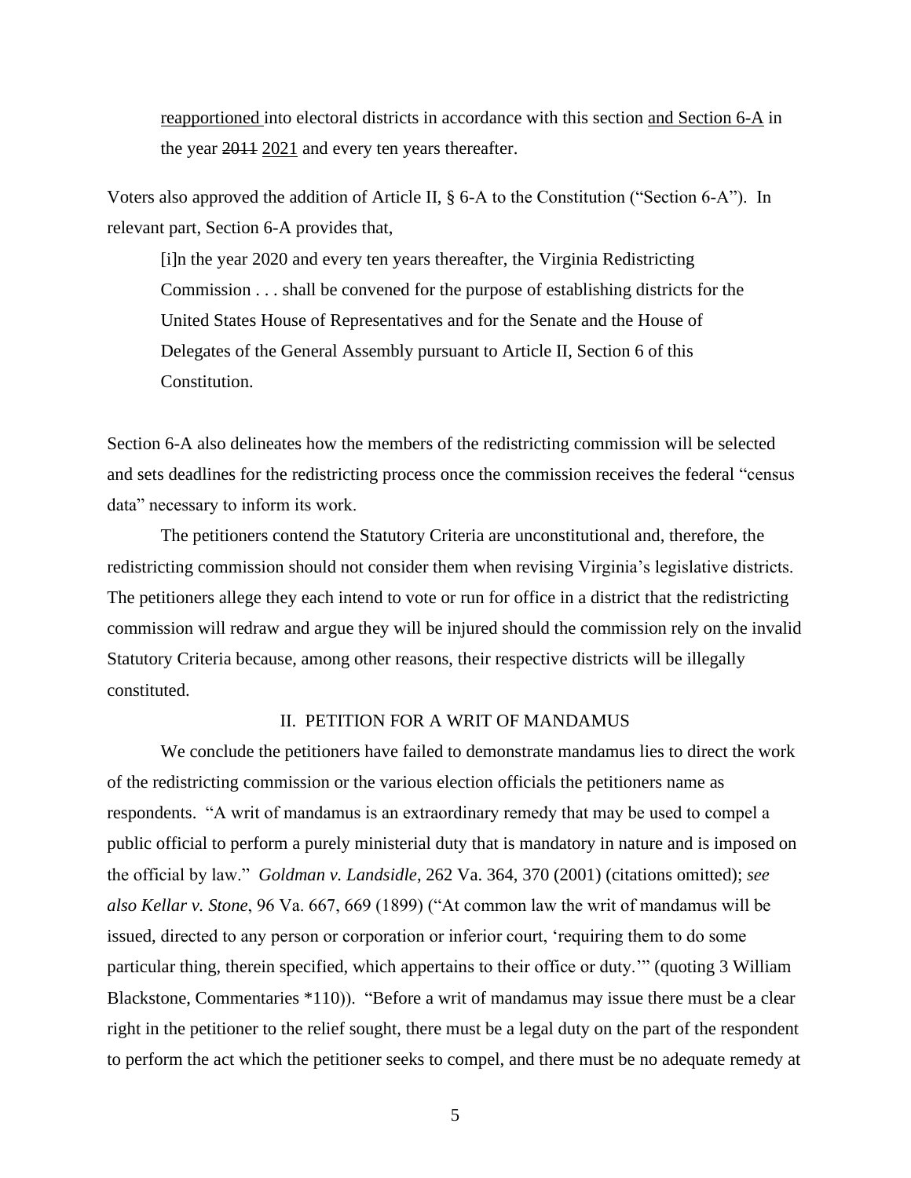> <u>reapportioned</u> into electoral districts in accordance with this section <u>and Section 6-A</u> in the year ~~2011~~ <u>2021</u> and every ten years thereafter.

Voters also approved the addition of Article II, § 6-A to the Constitution ("Section 6-A"). In relevant part, Section 6-A provides that,

> [i]n the year 2020 and every ten years thereafter, the Virginia Redistricting Commission . . . shall be convened for the purpose of establishing districts for the United States House of Representatives and for the Senate and the House of Delegates of the General Assembly pursuant to Article II, Section 6 of this Constitution.

Section 6-A also delineates how the members of the redistricting commission will be selected and sets deadlines for the redistricting process once the commission receives the federal "census data" necessary to inform its work.

The petitioners contend the Statutory Criteria are unconstitutional and, therefore, the redistricting commission should not consider them when revising Virginia's legislative districts. The petitioners allege they each intend to vote or run for office in a district that the redistricting commission will redraw and argue they will be injured should the commission rely on the invalid Statutory Criteria because, among other reasons, their respective districts will be illegally constituted.

## II. PETITION FOR A WRIT OF MANDAMUS

We conclude the petitioners have failed to demonstrate mandamus lies to direct the work of the redistricting commission or the various election officials the petitioners name as respondents. "A writ of mandamus is an extraordinary remedy that may be used to compel a public official to perform a purely ministerial duty that is mandatory in nature and is imposed on the official by law." *Goldman v. Landsidle*, 262 Va. 364, 370 (2001) (citations omitted); *see also Kellar v. Stone*, 96 Va. 667, 669 (1899) ("At common law the writ of mandamus will be issued, directed to any person or corporation or inferior court, 'requiring them to do some particular thing, therein specified, which appertains to their office or duty.'" (quoting 3 William Blackstone, Commentaries *110)). "Before a writ of mandamus may issue there must be a clear right in the petitioner to the relief sought, there must be a legal duty on the part of the respondent to perform the act which the petitioner seeks to compel, and there must be no adequate remedy at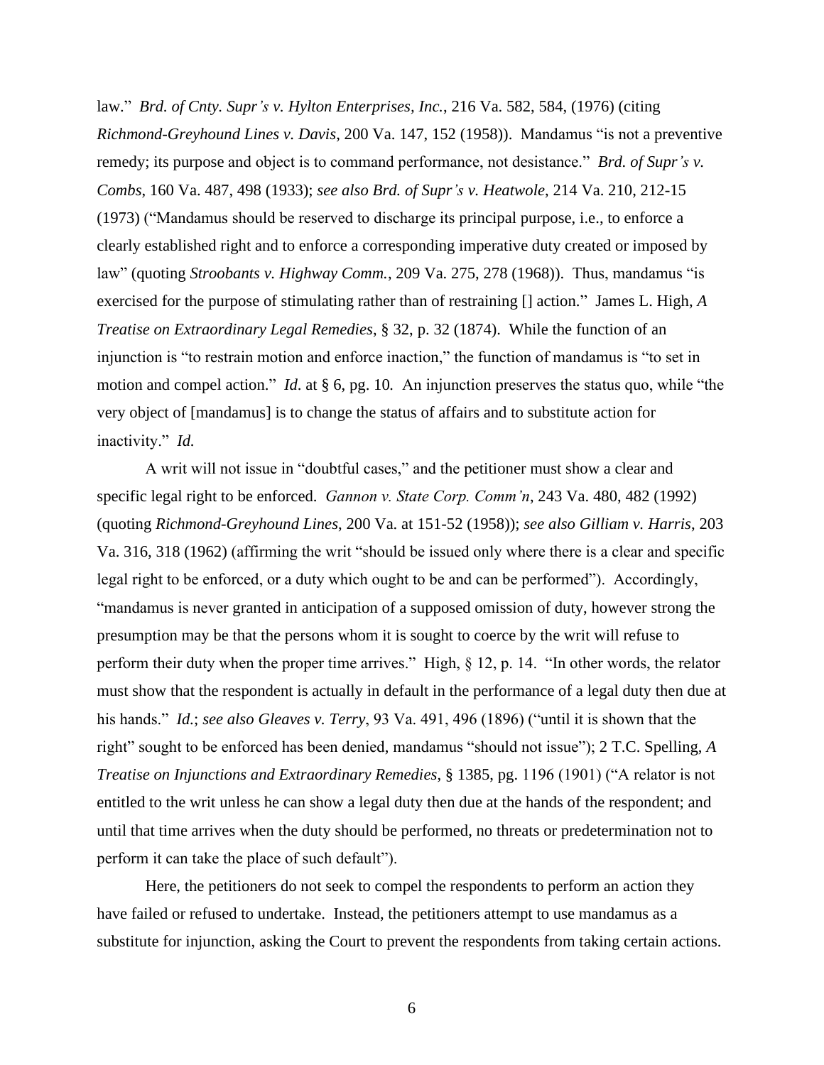law." *Brd. of Cnty. Supr's v. Hylton Enterprises, Inc.*, 216 Va. 582, 584, (1976) (citing *Richmond-Greyhound Lines v. Davis*, 200 Va. 147, 152 (1958)). Mandamus "is not a preventive remedy; its purpose and object is to command performance, not desistance." *Brd. of Supr's v. Combs*, 160 Va. 487, 498 (1933); *see also Brd. of Supr's v. Heatwole*, 214 Va. 210, 212-15 (1973) ("Mandamus should be reserved to discharge its principal purpose, i.e., to enforce a clearly established right and to enforce a corresponding imperative duty created or imposed by law" (quoting *Stroobants v. Highway Comm.*, 209 Va. 275, 278 (1968)). Thus, mandamus "is exercised for the purpose of stimulating rather than of restraining [] action." James L. High, *A Treatise on Extraordinary Legal Remedies*, § 32, p. 32 (1874). While the function of an injunction is "to restrain motion and enforce inaction," the function of mandamus is "to set in motion and compel action." *Id.* at § 6, pg. 10. An injunction preserves the status quo, while "the very object of [mandamus] is to change the status of affairs and to substitute action for inactivity." *Id.*

A writ will not issue in "doubtful cases," and the petitioner must show a clear and specific legal right to be enforced. *Gannon v. State Corp. Comm'n*, 243 Va. 480, 482 (1992) (quoting *Richmond-Greyhound Lines*, 200 Va. at 151-52 (1958)); *see also Gilliam v. Harris*, 203 Va. 316, 318 (1962) (affirming the writ "should be issued only where there is a clear and specific legal right to be enforced, or a duty which ought to be and can be performed"). Accordingly, "mandamus is never granted in anticipation of a supposed omission of duty, however strong the presumption may be that the persons whom it is sought to coerce by the writ will refuse to perform their duty when the proper time arrives." High, § 12, p. 14. "In other words, the relator must show that the respondent is actually in default in the performance of a legal duty then due at his hands." *Id.*; *see also Gleaves v. Terry*, 93 Va. 491, 496 (1896) ("until it is shown that the right" sought to be enforced has been denied, mandamus "should not issue"); 2 T.C. Spelling, *A Treatise on Injunctions and Extraordinary Remedies*, § 1385, pg. 1196 (1901) ("A relator is not entitled to the writ unless he can show a legal duty then due at the hands of the respondent; and until that time arrives when the duty should be performed, no threats or predetermination not to perform it can take the place of such default").

Here, the petitioners do not seek to compel the respondents to perform an action they have failed or refused to undertake. Instead, the petitioners attempt to use mandamus as a substitute for injunction, asking the Court to prevent the respondents from taking certain actions.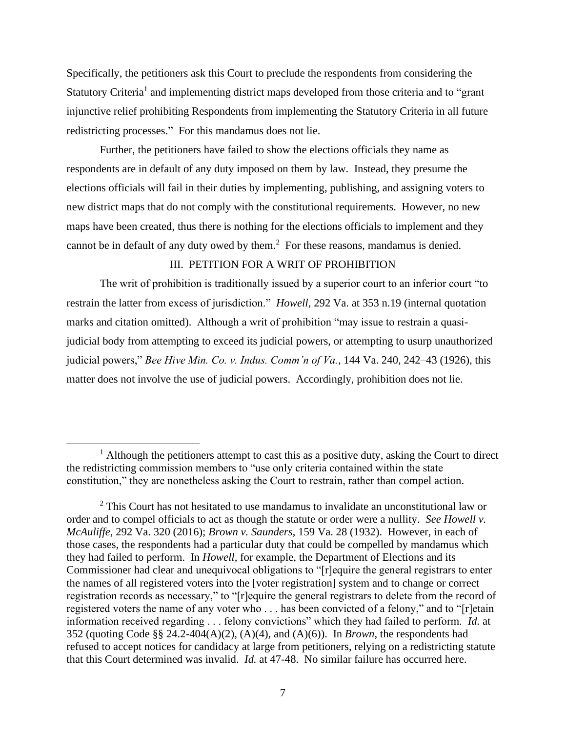Specifically, the petitioners ask this Court to preclude the respondents from considering the Statutory Criteria[1] and implementing district maps developed from those criteria and to "grant injunctive relief prohibiting Respondents from implementing the Statutory Criteria in all future redistricting processes." For this mandamus does not lie.

Further, the petitioners have failed to show the elections officials they name as respondents are in default of any duty imposed on them by law. Instead, they presume the elections officials will fail in their duties by implementing, publishing, and assigning voters to new district maps that do not comply with the constitutional requirements. However, no new maps have been created, thus there is nothing for the elections officials to implement and they cannot be in default of any duty owed by them.[2] For these reasons, mandamus is denied.

## III. PETITION FOR A WRIT OF PROHIBITION

The writ of prohibition is traditionally issued by a superior court to an inferior court "to restrain the latter from excess of jurisdiction." *Howell*, 292 Va. at 353 n.19 (internal quotation marks and citation omitted). Although a writ of prohibition "may issue to restrain a quasi-judicial body from attempting to exceed its judicial powers, or attempting to usurp unauthorized judicial powers," *Bee Hive Min. Co. v. Indus. Comm'n of Va.*, 144 Va. 240, 242–43 (1926), this matter does not involve the use of judicial powers. Accordingly, prohibition does not lie.

---

[1] Although the petitioners attempt to cast this as a positive duty, asking the Court to direct the redistricting commission members to "use only criteria contained within the state constitution," they are nonetheless asking the Court to restrain, rather than compel action.

[2] This Court has not hesitated to use mandamus to invalidate an unconstitutional law or order and to compel officials to act as though the statute or order were a nullity. *See Howell v. McAuliffe*, 292 Va. 320 (2016); *Brown v. Saunders*, 159 Va. 28 (1932). However, in each of those cases, the respondents had a particular duty that could be compelled by mandamus which they had failed to perform. In *Howell*, for example, the Department of Elections and its Commissioner had clear and unequivocal obligations to "[r]equire the general registrars to enter the names of all registered voters into the [voter registration] system and to change or correct registration records as necessary," to "[r]equire the general registrars to delete from the record of registered voters the name of any voter who . . . has been convicted of a felony," and to "[r]etain information received regarding . . . felony convictions" which they had failed to perform. *Id.* at 352 (quoting Code §§ 24.2-404(A)(2), (A)(4), and (A)(6)). In *Brown*, the respondents had refused to accept notices for candidacy at large from petitioners, relying on a redistricting statute that this Court determined was invalid. *Id.* at 47-48. No similar failure has occurred here.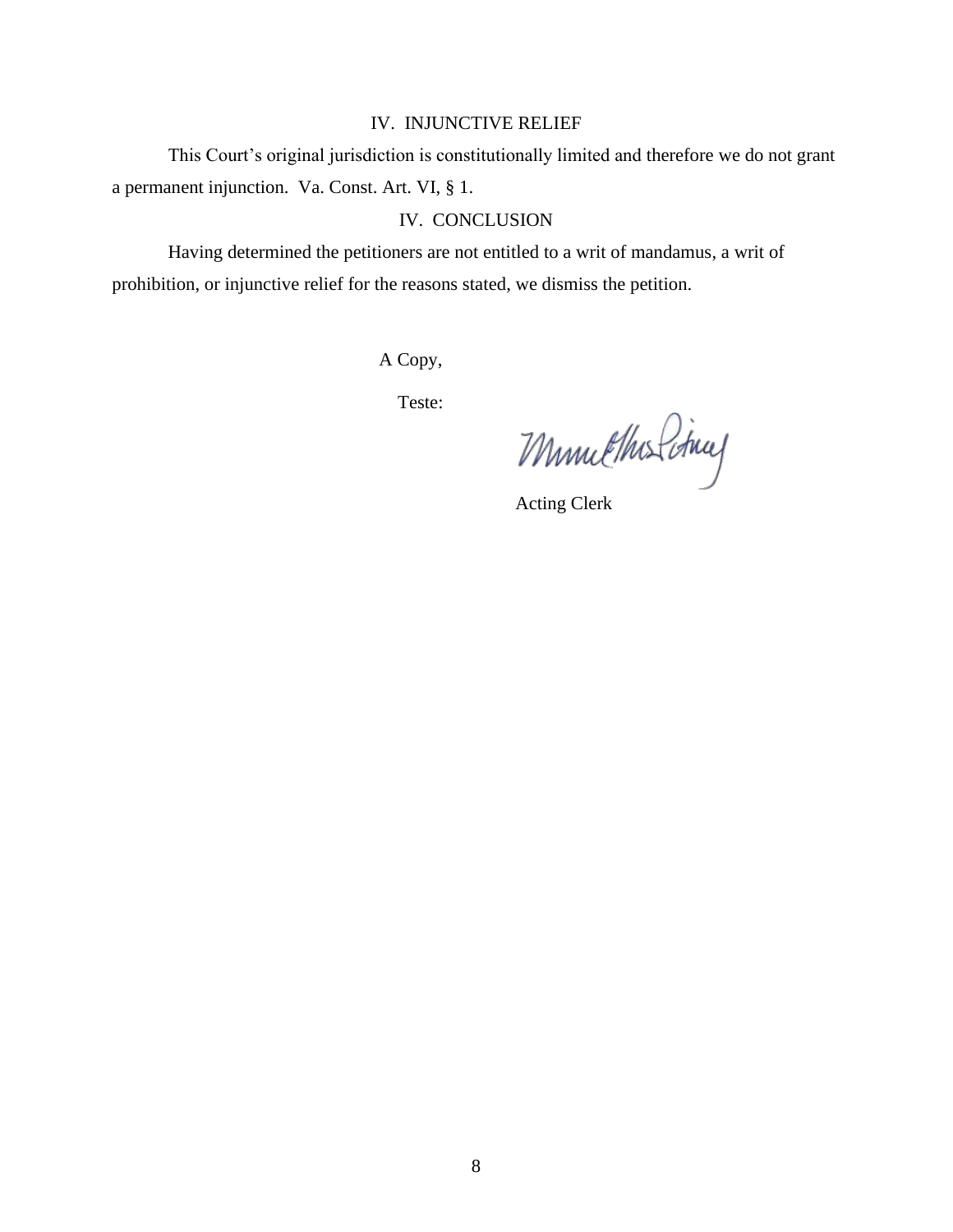## IV. INJUNCTIVE RELIEF

This Court's original jurisdiction is constitutionally limited and therefore we do not grant a permanent injunction. Va. Const. Art. VI, § 1.

## IV. CONCLUSION

Having determined the petitioners are not entitled to a writ of mandamus, a writ of prohibition, or injunctive relief for the reasons stated, we dismiss the petition.

A Copy,

Teste:

Acting Clerk